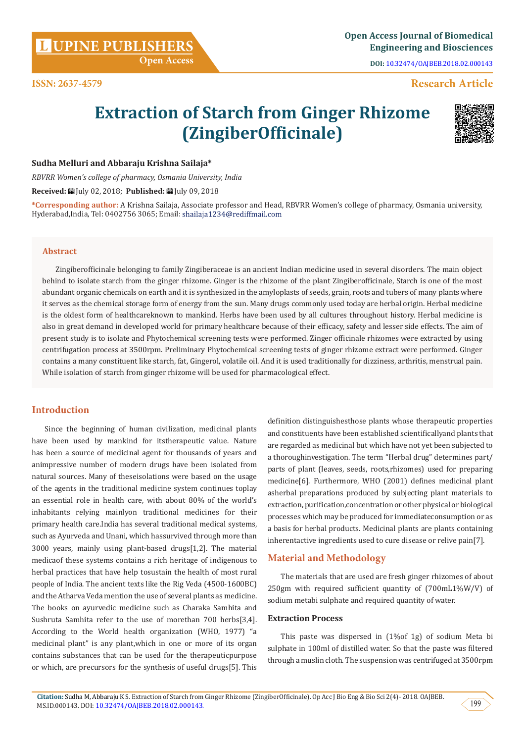# Extraction of Starch from Ginger Rhizome (ZingiberOfficinale)

**Sudha Melluri and Abbaraju Krishna Sailaja***

*RBVRR Women's college of pharmacy, Osmania University, India*

**Received:** July 02, 2018; **Published:** July 09, 2018

***Corresponding author:** A Krishna Sailaja, Associate professor and Head, RBVRR Women's college of pharmacy, Osmania university, Hyderabad,India, Tel: 0402756 3065; Email: shailaja1234@rediffmail.com

## Abstract

Zingiberofficinale belonging to family Zingiberaceae is an ancient Indian medicine used in several disorders. The main object behind to isolate starch from the ginger rhizome. Ginger is the rhizome of the plant Zingiberofficinale, Starch is one of the most abundant organic chemicals on earth and it is synthesized in the amyloplasts of seeds, grain, roots and tubers of many plants where it serves as the chemical storage form of energy from the sun. Many drugs commonly used today are herbal origin. Herbal medicine is the oldest form of healthcareknown to mankind. Herbs have been used by all cultures throughout history. Herbal medicine is also in great demand in developed world for primary healthcare because of their efficacy, safety and lesser side effects. The aim of present study is to isolate and Phytochemical screening tests were performed. Zinger officinale rhizomes were extracted by using centrifugation process at 3500rpm. Preliminary Phytochemical screening tests of ginger rhizome extract were performed. Ginger contains a many constituent like starch, fat, Gingerol, volatile oil. And it is used traditionally for dizziness, arthritis, menstrual pain. While isolation of starch from ginger rhizome will be used for pharmacological effect.

## Introduction

Since the beginning of human civilization, medicinal plants have been used by mankind for itstherapeutic value. Nature has been a source of medicinal agent for thousands of years and animpressive number of modern drugs have been isolated from natural sources. Many of theseisolations were based on the usage of the agents in the traditional medicine system continues toplay an essential role in health care, with about 80% of the world's inhabitants relying mainlyon traditional medicines for their primary health care.India has several traditional medical systems, such as Ayurveda and Unani, which hassurvived through more than 3000 years, mainly using plant-based drugs[1,2]. The material medicaof these systems contains a rich heritage of indigenous to herbal practices that have help tosustain the health of most rural people of India. The ancient texts like the Rig Veda (4500-1600BC) and the Atharva Veda mention the use of several plants as medicine. The books on ayurvedic medicine such as Charaka Samhita and Sushruta Samhita refer to the use of morethan 700 herbs[3,4]. According to the World health organization (WHO, 1977) "a medicinal plant" is any plant,which in one or more of its organ contains substances that can be used for the therapeuticpurpose or which, are precursors for the synthesis of useful drugs[5]. This definition distinguishesthose plants whose therapeutic properties and constituents have been established scientificallyand plants that are regarded as medicinal but which have not yet been subjected to a thoroughinvestigation. The term "Herbal drug" determines part/parts of plant (leaves, seeds, roots,rhizomes) used for preparing medicine[6]. Furthermore, WHO (2001) defines medicinal plant asherbal preparations produced by subjecting plant materials to extraction, purification,concentration or other physical or biological processes which may be produced for immediateconsumption or as a basis for herbal products. Medicinal plants are plants containing inherentactive ingredients used to cure disease or relive pain[7].

## Material and Methodology

The materials that are used are fresh ginger rhizomes of about 250gm with required sufficient quantity of (700mL1%W/V) of sodium metabi sulphate and required quantity of water.

### Extraction Process

This paste was dispersed in (1%of 1g) of sodium Meta bi sulphate in 100ml of distilled water. So that the paste was filtered through a muslin cloth. The suspension was centrifuged at 3500rpm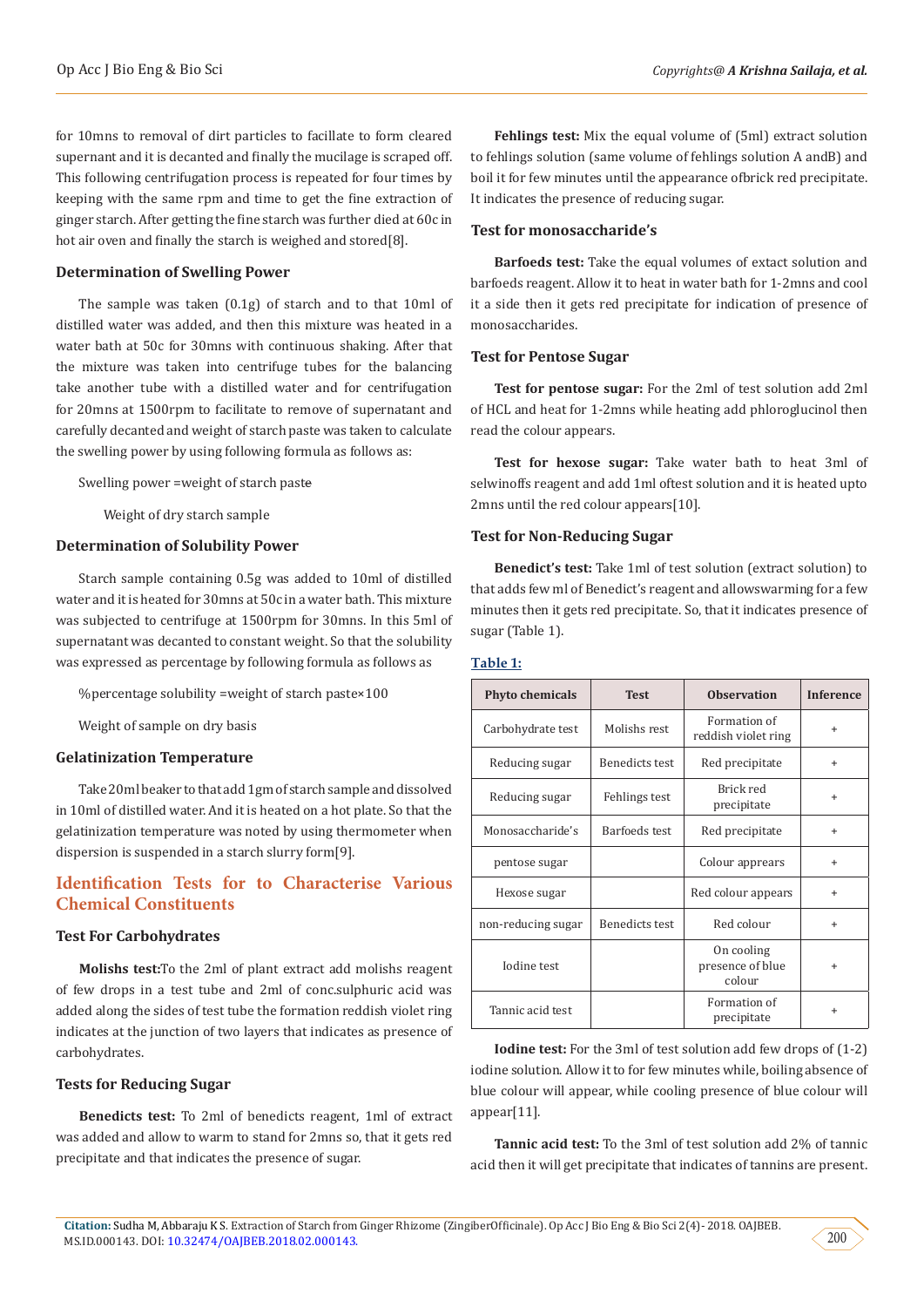for 10mns to removal of dirt particles to facillate to form cleared supernant and it is decanted and finally the mucilage is scraped off. This following centrifugation process is repeated for four times by keeping with the same rpm and time to get the fine extraction of ginger starch. After getting the fine starch was further died at 60c in hot air oven and finally the starch is weighed and stored[8].

### Determination of Swelling Power

The sample was taken (0.1g) of starch and to that 10ml of distilled water was added, and then this mixture was heated in a water bath at 50c for 30mns with continuous shaking. After that the mixture was taken into centrifuge tubes for the balancing take another tube with a distilled water and for centrifugation for 20mns at 1500rpm to facilitate to remove of supernatant and carefully decanted and weight of starch paste was taken to calculate the swelling power by using following formula as follows as:

Swelling power =weight of starch paste

Weight of dry starch sample

### Determination of Solubility Power

Starch sample containing 0.5g was added to 10ml of distilled water and it is heated for 30mns at 50c in a water bath. This mixture was subjected to centrifuge at 1500rpm for 30mns. In this 5ml of supernatant was decanted to constant weight. So that the solubility was expressed as percentage by following formula as follows as

%percentage solubility =weight of starch paste×100

Weight of sample on dry basis

### Gelatinization Temperature

Take 20ml beaker to that add 1gm of starch sample and dissolved in 10ml of distilled water. And it is heated on a hot plate. So that the gelatinization temperature was noted by using thermometer when dispersion is suspended in a starch slurry form[9].

## Identification Tests for to Characterise Various Chemical Constituents

### Test For Carbohydrates

**Molishs test:**To the 2ml of plant extract add molishs reagent of few drops in a test tube and 2ml of conc.sulphuric acid was added along the sides of test tube the formation reddish violet ring indicates at the junction of two layers that indicates as presence of carbohydrates.

### Tests for Reducing Sugar

**Benedicts test:** To 2ml of benedicts reagent, 1ml of extract was added and allow to warm to stand for 2mns so, that it gets red precipitate and that indicates the presence of sugar.

**Fehlings test:** Mix the equal volume of (5ml) extract solution to fehlings solution (same volume of fehlings solution A andB) and boil it for few minutes until the appearance ofbrick red precipitate. It indicates the presence of reducing sugar.

### Test for monosaccharide's

**Barfoeds test:** Take the equal volumes of extact solution and barfoeds reagent. Allow it to heat in water bath for 1-2mns and cool it a side then it gets red precipitate for indication of presence of monosaccharides.

### Test for Pentose Sugar

**Test for pentose sugar:** For the 2ml of test solution add 2ml of HCL and heat for 1-2mns while heating add phloroglucinol then read the colour appears.

**Test for hexose sugar:** Take water bath to heat 3ml of selwinoffs reagent and add 1ml oftest solution and it is heated upto 2mns until the red colour appears[10].

### Test for Non-Reducing Sugar

**Benedict's test:** Take 1ml of test solution (extract solution) to that adds few ml of Benedict's reagent and allowswarming for a few minutes then it gets red precipitate. So, that it indicates presence of sugar (Table 1).

**Table 1:**

| Phyto chemicals | Test | Observation | Inference |
|---|---|---|---|
| Carbohydrate test | Molishs rest | Formation of reddish violet ring | + |
| Reducing sugar | Benedicts test | Red precipitate | + |
| Reducing sugar | Fehlings test | Brick red precipitate | + |
| Monosaccharide's | Barfoeds test | Red precipitate | + |
| pentose sugar | | Colour appears | + |
| Hexose sugar | | Red colour appears | + |
| non-reducing sugar | Benedicts test | Red colour | + |
| Iodine test | | On cooling presence of blue colour | + |
| Tannic acid test | | Formation of precipitate | + |

**Iodine test:** For the 3ml of test solution add few drops of (1-2) iodine solution. Allow it to for few minutes while, boiling absence of blue colour will appear, while cooling presence of blue colour will appear[11].

**Tannic acid test:** To the 3ml of test solution add 2% of tannic acid then it will get precipitate that indicates of tannins are present.

**Citation:** Sudha M, Abbaraju K S. Extraction of Starch from Ginger Rhizome (ZingiberOfficinale). Op Acc J Bio Eng & Bio Sci 2(4)- 2018. OAJBEB. MS.ID.000143. DOI: 10.32474/OAJBEB.2018.02.000143.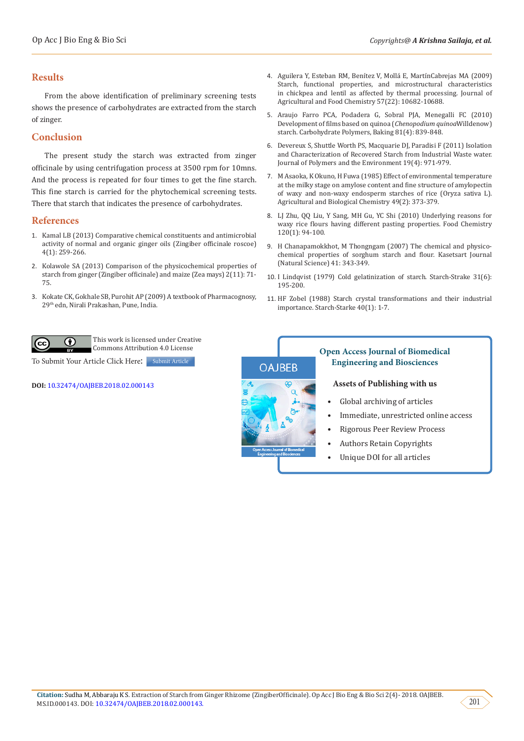## Results

From the above identification of preliminary screening tests shows the presence of carbohydrates are extracted from the starch of zinger.

## Conclusion

The present study the starch was extracted from zinger officinale by using centrifugation process at 3500 rpm for 10mns. And the process is repeated for four times to get the fine starch. This fine starch is carried for the phytochemical screening tests. There that starch that indicates the presence of carbohydrates.

## References

1. Kamal LB (2013) Comparative chemical constituents and antimicrobial activity of normal and organic ginger oils (Zingiber officinale roscoe) 4(1): 259-266.
2. Kolawole SA (2013) Comparison of the physicochemical properties of starch from ginger (Zingiber officinale) and maize (Zea mays) 2(11): 71-75.
3. Kokate CK, Gokhale SB, Purohit AP (2009) A textbook of Pharmacognosy, 29th edn, Nirali Prakashan, Pune, India.
4. Aguilera Y, Esteban RM, Benítez V, Mollá E, MartínCabrejas MA (2009) Starch, functional properties, and microstructural characteristics in chickpea and lentil as affected by thermal processing. Journal of Agricultural and Food Chemistry 57(22): 10682-10688.
5. Araujo Farro PCA, Podadera G, Sobral PJA, Menegalli FC (2010) Development of films based on quinoa (*Chenopodium quinoa*Willdenow) starch. Carbohydrate Polymers, Baking 81(4): 839-848.
6. Devereux S, Shuttle Worth PS, Macquarie DJ, Paradisi F (2011) Isolation and Characterization of Recovered Starch from Industrial Waste water. Journal of Polymers and the Environment 19(4): 971-979.
7. M Asaoka, K Okuno, H Fuwa (1985) Effect of environmental temperature at the milky stage on amylose content and fine structure of amylopectin of waxy and non-waxy endosperm starches of rice (Oryza sativa L). Agricultural and Biological Chemistry 49(2): 373-379.
8. LJ Zhu, QQ Liu, Y Sang, MH Gu, YC Shi (2010) Underlying reasons for waxy rice flours having different pasting properties. Food Chemistry 120(1): 94-100.
9. H Chanapamokkhot, M Thongngam (2007) The chemical and physico-chemical properties of sorghum starch and flour. Kasetsart Journal (Natural Science) 41: 343-349.
10. I Lindqvist (1979) Cold gelatinization of starch. Starch-Strake 31(6): 195-200.
11. HF Zobel (1988) Starch crystal transformations and their industrial importance. Starch-Starke 40(1): 1-7.

This work is licensed under Creative Commons Attribution 4.0 License

To Submit Your Article Click Here: Submit Article

**DOI:** 10.32474/OAJBEB.2018.02.000143

**Open Access Journal of Biomedical Engineering and Biosciences**

**Assets of Publishing with us**

- Global archiving of articles
- Immediate, unrestricted online access
- Rigorous Peer Review Process
- Authors Retain Copyrights
- Unique DOI for all articles

**Citation:** Sudha M, Abbaraju K S. Extraction of Starch from Ginger Rhizome (ZingiberOfficinale). Op Acc J Bio Eng & Bio Sci 2(4)- 2018. OAJBEB. MS.ID.000143. DOI: 10.32474/OAJBEB.2018.02.000143.